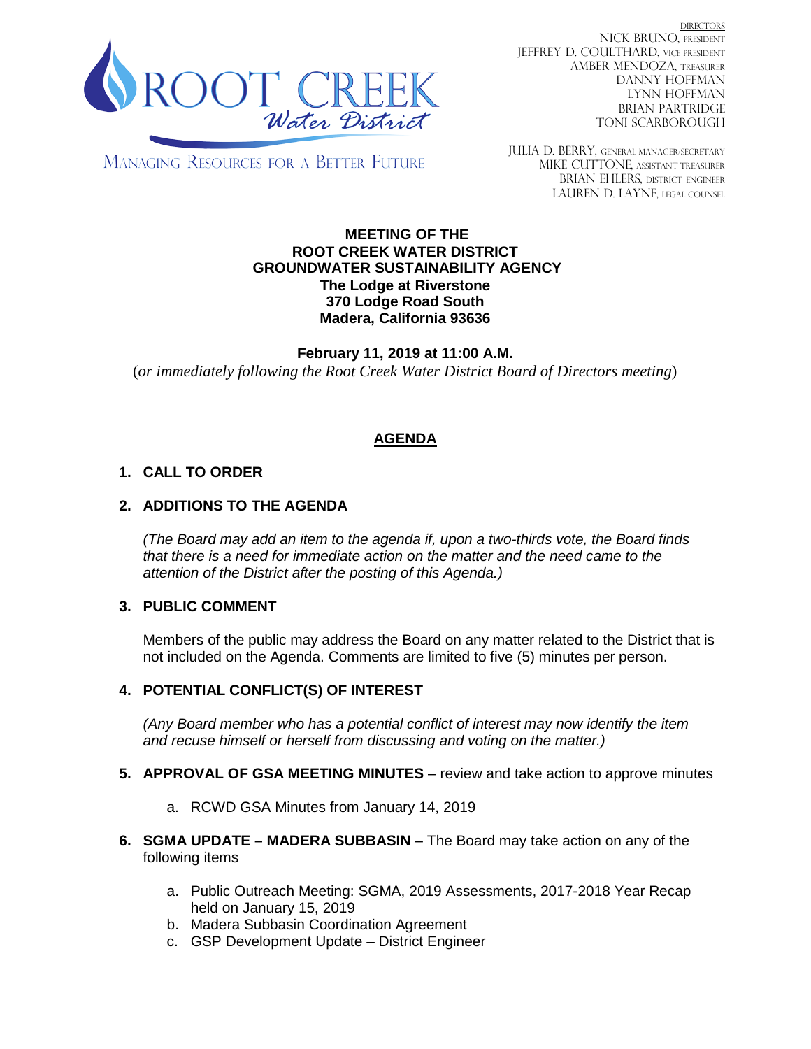ROOT CREEK Water District

MANAGING RESOURCES FOR A BETTER FUTURE

DIRECTORS
NICK BRUNO, PRESIDENT
JEFFREY D. COULTHARD, VICE PRESIDENT
AMBER MENDOZA, TREASURER
DANNY HOFFMAN
LYNN HOFFMAN
BRIAN PARTRIDGE
TONI SCARBOROUGH

JULIA D. BERRY, GENERAL MANAGER/SECRETARY
MIKE CUTTONE, ASSISTANT TREASURER
BRIAN EHLERS, DISTRICT ENGINEER
LAUREN D. LAYNE, LEGAL COUNSEL

**MEETING OF THE**
**ROOT CREEK WATER DISTRICT**
**GROUNDWATER SUSTAINABILITY AGENCY**
**The Lodge at Riverstone**
**370 Lodge Road South**
**Madera, California 93636**

**February 11, 2019 at 11:00 A.M.**
(*or immediately following the Root Creek Water District Board of Directors meeting*)

## AGENDA

**1. CALL TO ORDER**

**2. ADDITIONS TO THE AGENDA**

*(The Board may add an item to the agenda if, upon a two-thirds vote, the Board finds that there is a need for immediate action on the matter and the need came to the attention of the District after the posting of this Agenda.)*

**3. PUBLIC COMMENT**

Members of the public may address the Board on any matter related to the District that is not included on the Agenda. Comments are limited to five (5) minutes per person.

**4. POTENTIAL CONFLICT(S) OF INTEREST**

*(Any Board member who has a potential conflict of interest may now identify the item and recuse himself or herself from discussing and voting on the matter.)*

**5. APPROVAL OF GSA MEETING MINUTES** – review and take action to approve minutes

a. RCWD GSA Minutes from January 14, 2019

**6. SGMA UPDATE – MADERA SUBBASIN** – The Board may take action on any of the following items

a. Public Outreach Meeting: SGMA, 2019 Assessments, 2017-2018 Year Recap held on January 15, 2019
b. Madera Subbasin Coordination Agreement
c. GSP Development Update – District Engineer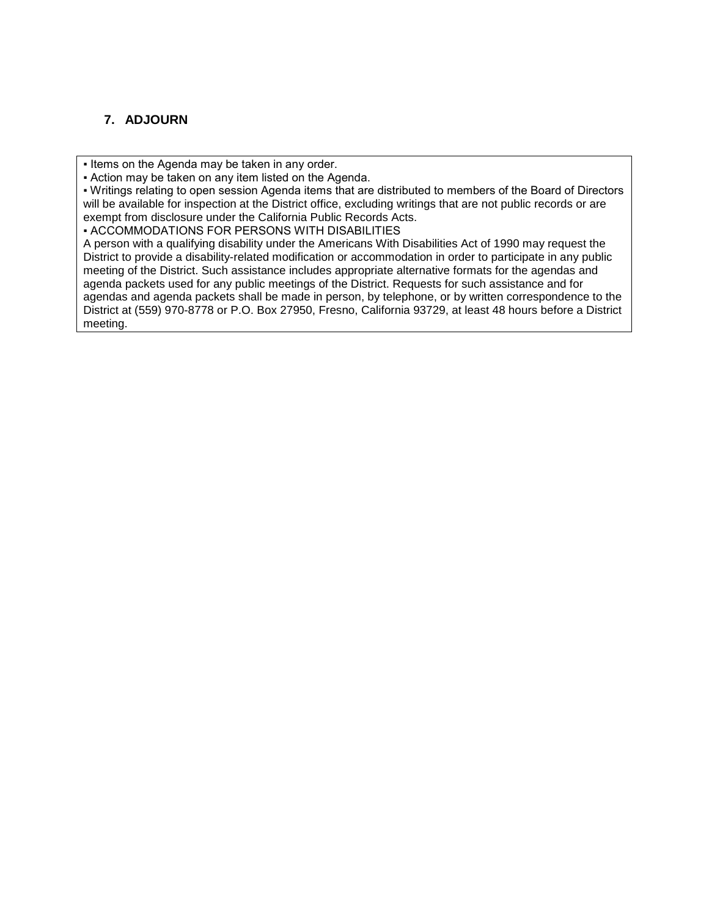## 7. ADJOURN

▪ Items on the Agenda may be taken in any order.
▪ Action may be taken on any item listed on the Agenda.
▪ Writings relating to open session Agenda items that are distributed to members of the Board of Directors will be available for inspection at the District office, excluding writings that are not public records or are exempt from disclosure under the California Public Records Acts.
▪ ACCOMMODATIONS FOR PERSONS WITH DISABILITIES
A person with a qualifying disability under the Americans With Disabilities Act of 1990 may request the District to provide a disability-related modification or accommodation in order to participate in any public meeting of the District. Such assistance includes appropriate alternative formats for the agendas and agenda packets used for any public meetings of the District. Requests for such assistance and for agendas and agenda packets shall be made in person, by telephone, or by written correspondence to the District at (559) 970-8778 or P.O. Box 27950, Fresno, California 93729, at least 48 hours before a District meeting.